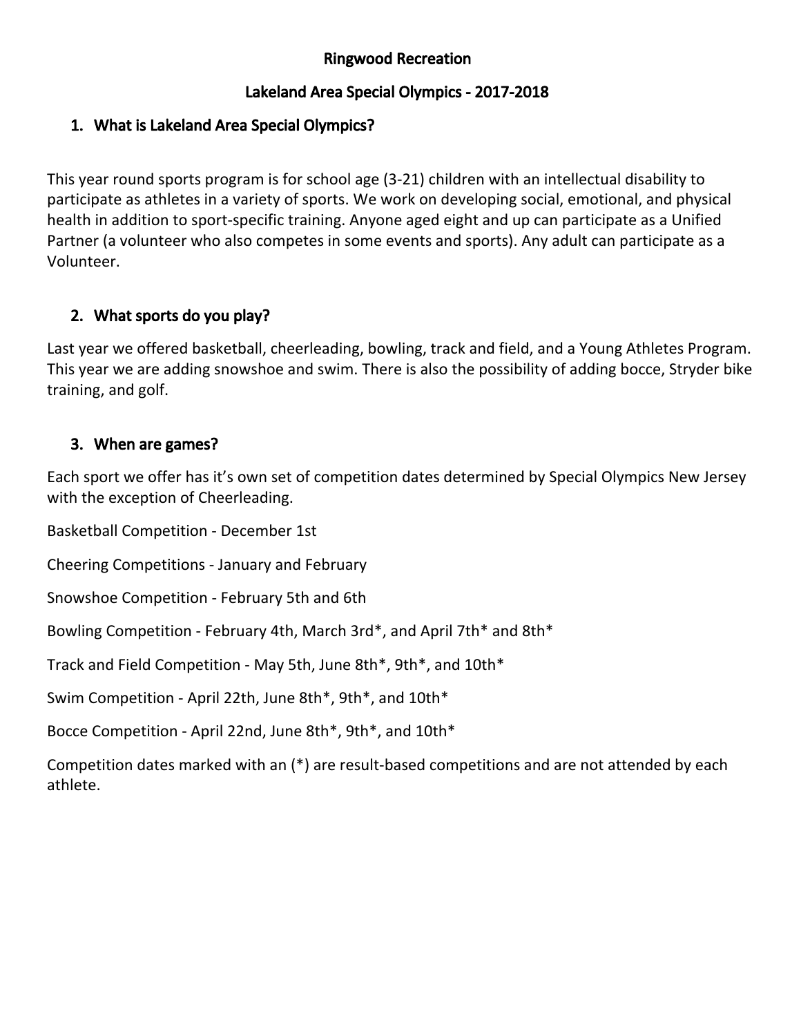# Ringwood Recreation

## Lakeland Area Special Olympics - 2017-2018

### 1. What is Lakeland Area Special Olympics?

This year round sports program is for school age (3-21) children with an intellectual disability to participate as athletes in a variety of sports. We work on developing social, emotional, and physical health in addition to sport-specific training. Anyone aged eight and up can participate as a Unified Partner (a volunteer who also competes in some events and sports). Any adult can participate as a Volunteer.

### 2. What sports do you play?

Last year we offered basketball, cheerleading, bowling, track and field, and a Young Athletes Program. This year we are adding snowshoe and swim. There is also the possibility of adding bocce, Stryder bike training, and golf.

### 3. When are games?

Each sport we offer has it's own set of competition dates determined by Special Olympics New Jersey with the exception of Cheerleading.

Basketball Competition - December 1st

Cheering Competitions - January and February

Snowshoe Competition - February 5th and 6th

Bowling Competition - February 4th, March 3rd*, and April 7th* and 8th*

Track and Field Competition - May 5th, June 8th*, 9th*, and 10th*

Swim Competition - April 22th, June 8th*, 9th*, and 10th*

Bocce Competition - April 22nd, June 8th*, 9th*, and 10th*

Competition dates marked with an (*) are result-based competitions and are not attended by each athlete.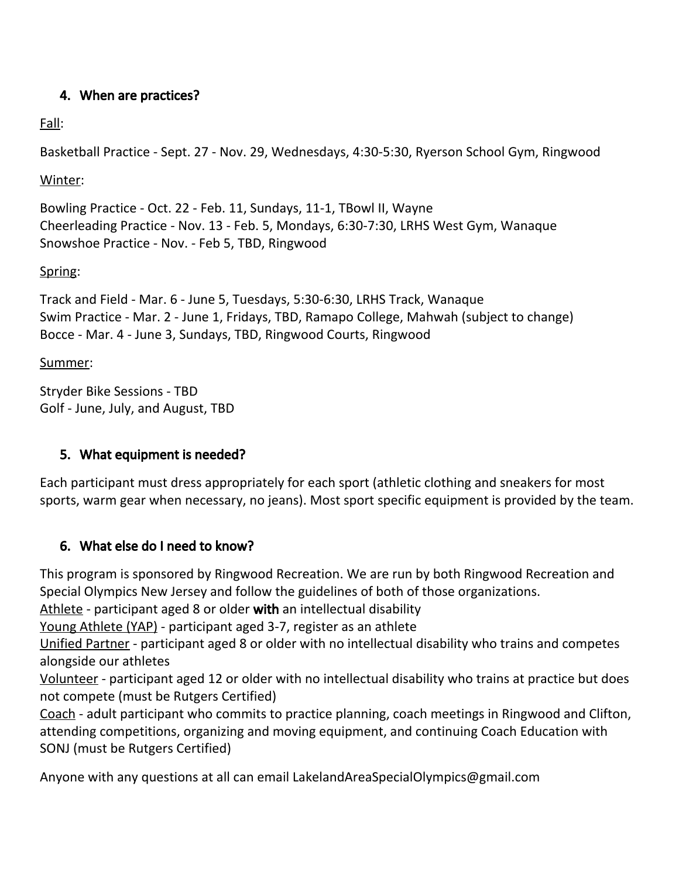## 4. When are practices?

Fall:

Basketball Practice - Sept. 27 - Nov. 29, Wednesdays, 4:30-5:30, Ryerson School Gym, Ringwood

Winter:

Bowling Practice - Oct. 22 - Feb. 11, Sundays, 11-1, TBowl II, Wayne
Cheerleading Practice - Nov. 13 - Feb. 5, Mondays, 6:30-7:30, LRHS West Gym, Wanaque
Snowshoe Practice - Nov. - Feb 5, TBD, Ringwood

Spring:

Track and Field - Mar. 6 - June 5, Tuesdays, 5:30-6:30, LRHS Track, Wanaque
Swim Practice - Mar. 2 - June 1, Fridays, TBD, Ramapo College, Mahwah (subject to change)
Bocce - Mar. 4 - June 3, Sundays, TBD, Ringwood Courts, Ringwood

Summer:

Stryder Bike Sessions - TBD
Golf - June, July, and August, TBD

## 5. What equipment is needed?

Each participant must dress appropriately for each sport (athletic clothing and sneakers for most sports, warm gear when necessary, no jeans). Most sport specific equipment is provided by the team.

## 6. What else do I need to know?

This program is sponsored by Ringwood Recreation. We are run by both Ringwood Recreation and Special Olympics New Jersey and follow the guidelines of both of those organizations.
Athlete - participant aged 8 or older **with** an intellectual disability
Young Athlete (YAP) - participant aged 3-7, register as an athlete
Unified Partner - participant aged 8 or older with no intellectual disability who trains and competes alongside our athletes
Volunteer - participant aged 12 or older with no intellectual disability who trains at practice but does not compete (must be Rutgers Certified)
Coach - adult participant who commits to practice planning, coach meetings in Ringwood and Clifton, attending competitions, organizing and moving equipment, and continuing Coach Education with SONJ (must be Rutgers Certified)

Anyone with any questions at all can email LakelandAreaSpecialOlympics@gmail.com